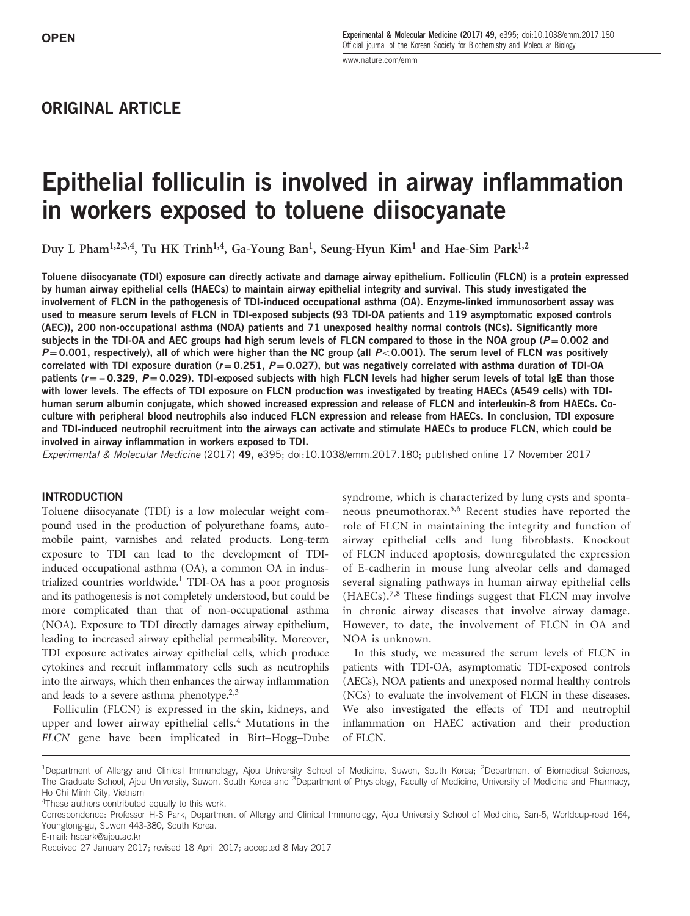OPEN

## ORIGINAL ARTICLE

# Epithelial folliculin is involved in airway inflammation in workers exposed to toluene diisocyanate

Duy L Pham[1,2,3,4], Tu HK Trinh[1,4], Ga-Young Ban[1], Seung-Hyun Kim[1] and Hae-Sim Park[1,2]

**Toluene diisocyanate (TDI) exposure can directly activate and damage airway epithelium. Folliculin (FLCN) is a protein expressed by human airway epithelial cells (HAECs) to maintain airway epithelial integrity and survival. This study investigated the involvement of FLCN in the pathogenesis of TDI-induced occupational asthma (OA). Enzyme-linked immunosorbent assay was used to measure serum levels of FLCN in TDI-exposed subjects (93 TDI-OA patients and 119 asymptomatic exposed controls (AEC)), 200 non-occupational asthma (NOA) patients and 71 unexposed healthy normal controls (NCs). Significantly more subjects in the TDI-OA and AEC groups had high serum levels of FLCN compared to those in the NOA group ($P = 0.002$ and $P = 0.001$, respectively), all of which were higher than the NC group (all $P < 0.001$). The serum level of FLCN was positively correlated with TDI exposure duration ($r = 0.251$, $P = 0.027$), but was negatively correlated with asthma duration of TDI-OA patients ($r = -0.329$, $P = 0.029$). TDI-exposed subjects with high FLCN levels had higher serum levels of total IgE than those with lower levels. The effects of TDI exposure on FLCN production was investigated by treating HAECs (A549 cells) with TDI-human serum albumin conjugate, which showed increased expression and release of FLCN and interleukin-8 from HAECs. Co-culture with peripheral blood neutrophils also induced FLCN expression and release from HAECs. In conclusion, TDI exposure and TDI-induced neutrophil recruitment into the airways can activate and stimulate HAECs to produce FLCN, which could be involved in airway inflammation in workers exposed to TDI.**

*Experimental & Molecular Medicine* (2017) **49,** e395; doi:10.1038/emm.2017.180; published online 17 November 2017

## INTRODUCTION

Toluene diisocyanate (TDI) is a low molecular weight compound used in the production of polyurethane foams, automobile paint, varnishes and related products. Long-term exposure to TDI can lead to the development of TDI-induced occupational asthma (OA), a common OA in industrialized countries worldwide.[1] TDI-OA has a poor prognosis and its pathogenesis is not completely understood, but could be more complicated than that of non-occupational asthma (NOA). Exposure to TDI directly damages airway epithelium, leading to increased airway epithelial permeability. Moreover, TDI exposure activates airway epithelial cells, which produce cytokines and recruit inflammatory cells such as neutrophils into the airways, which then enhances the airway inflammation and leads to a severe asthma phenotype.[2,3]

Folliculin (FLCN) is expressed in the skin, kidneys, and upper and lower airway epithelial cells.[4] Mutations in the *FLCN* gene have been implicated in Birt–Hogg–Dube syndrome, which is characterized by lung cysts and spontaneous pneumothorax.[5,6] Recent studies have reported the role of FLCN in maintaining the integrity and function of airway epithelial cells and lung fibroblasts. Knockout of FLCN induced apoptosis, downregulated the expression of E-cadherin in mouse lung alveolar cells and damaged several signaling pathways in human airway epithelial cells (HAECs).[7,8] These findings suggest that FLCN may involve in chronic airway diseases that involve airway damage. However, to date, the involvement of FLCN in OA and NOA is unknown.

In this study, we measured the serum levels of FLCN in patients with TDI-OA, asymptomatic TDI-exposed controls (AECs), NOA patients and unexposed normal healthy controls (NCs) to evaluate the involvement of FLCN in these diseases. We also investigated the effects of TDI and neutrophil inflammation on HAEC activation and their production of FLCN.

[1]Department of Allergy and Clinical Immunology, Ajou University School of Medicine, Suwon, South Korea; [2]Department of Biomedical Sciences, The Graduate School, Ajou University, Suwon, South Korea and [3]Department of Physiology, Faculty of Medicine, University of Medicine and Pharmacy, Ho Chi Minh City, Vietnam

[4]These authors contributed equally to this work.

Correspondence: Professor H-S Park, Department of Allergy and Clinical Immunology, Ajou University School of Medicine, San-5, Worldcup-road 164, Youngtong-gu, Suwon 443-380, South Korea.

E-mail: hspark@ajou.ac.kr

Received 27 January 2017; revised 18 April 2017; accepted 8 May 2017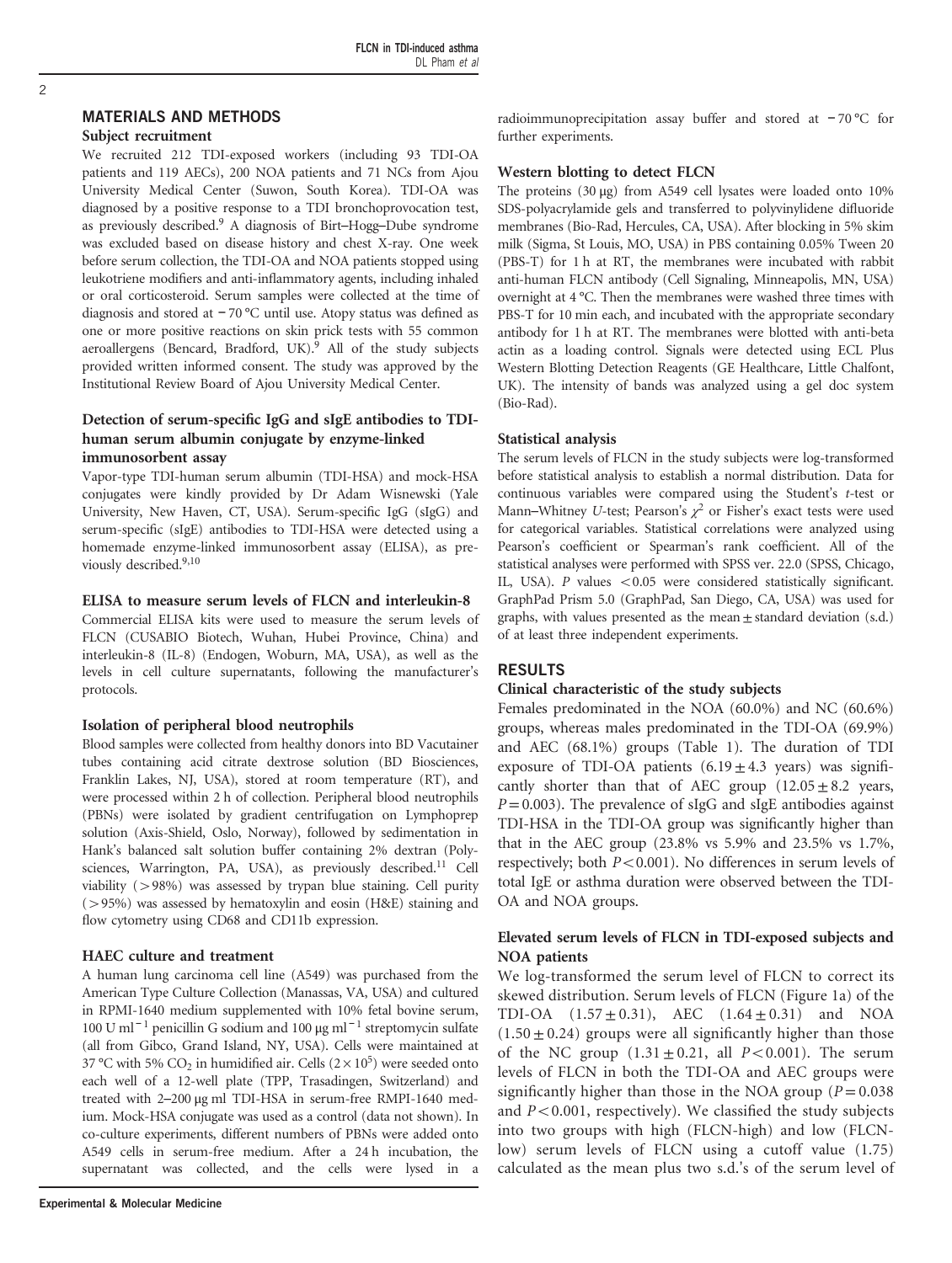## MATERIALS AND METHODS

### Subject recruitment

We recruited 212 TDI-exposed workers (including 93 TDI-OA patients and 119 AECs), 200 NOA patients and 71 NCs from Ajou University Medical Center (Suwon, South Korea). TDI-OA was diagnosed by a positive response to a TDI bronchoprovocation test, as previously described.[9] A diagnosis of Birt–Hogg–Dube syndrome was excluded based on disease history and chest X-ray. One week before serum collection, the TDI-OA and NOA patients stopped using leukotriene modifiers and anti-inflammatory agents, including inhaled or oral corticosteroid. Serum samples were collected at the time of diagnosis and stored at −70 °C until use. Atopy status was defined as one or more positive reactions on skin prick tests with 55 common aeroallergens (Bencard, Bradford, UK).[9] All of the study subjects provided written informed consent. The study was approved by the Institutional Review Board of Ajou University Medical Center.

### Detection of serum-specific IgG and sIgE antibodies to TDI-human serum albumin conjugate by enzyme-linked immunosorbent assay

Vapor-type TDI-human serum albumin (TDI-HSA) and mock-HSA conjugates were kindly provided by Dr Adam Wisnewski (Yale University, New Haven, CT, USA). Serum-specific IgG (sIgG) and serum-specific (sIgE) antibodies to TDI-HSA were detected using a homemade enzyme-linked immunosorbent assay (ELISA), as previously described.[9,10]

### ELISA to measure serum levels of FLCN and interleukin-8

Commercial ELISA kits were used to measure the serum levels of FLCN (CUSABIO Biotech, Wuhan, Hubei Province, China) and interleukin-8 (IL-8) (Endogen, Woburn, MA, USA), as well as the levels in cell culture supernatants, following the manufacturer's protocols.

### Isolation of peripheral blood neutrophils

Blood samples were collected from healthy donors into BD Vacutainer tubes containing acid citrate dextrose solution (BD Biosciences, Franklin Lakes, NJ, USA), stored at room temperature (RT), and were processed within 2 h of collection. Peripheral blood neutrophils (PBNs) were isolated by gradient centrifugation on Lymphoprep solution (Axis-Shield, Oslo, Norway), followed by sedimentation in Hank's balanced salt solution buffer containing 2% dextran (Polysciences, Warrington, PA, USA), as previously described.[11] Cell viability (>98%) was assessed by trypan blue staining. Cell purity (>95%) was assessed by hematoxylin and eosin (H&E) staining and flow cytometry using CD68 and CD11b expression.

### HAEC culture and treatment

A human lung carcinoma cell line (A549) was purchased from the American Type Culture Collection (Manassas, VA, USA) and cultured in RPMI-1640 medium supplemented with 10% fetal bovine serum, 100 U ml$^{-1}$ penicillin G sodium and 100 μg ml$^{-1}$ streptomycin sulfate (all from Gibco, Grand Island, NY, USA). Cells were maintained at 37 °C with 5% $CO_2$ in humidified air. Cells ($2\times10^5$) were seeded onto each well of a 12-well plate (TPP, Trasadingen, Switzerland) and treated with 2–200 μg ml TDI-HSA in serum-free RMPI-1640 medium. Mock-HSA conjugate was used as a control (data not shown). In co-culture experiments, different numbers of PBNs were added onto A549 cells in serum-free medium. After a 24 h incubation, the supernatant was collected, and the cells were lysed in a radioimmunoprecipitation assay buffer and stored at −70 °C for further experiments.

### Western blotting to detect FLCN

The proteins (30 μg) from A549 cell lysates were loaded onto 10% SDS-polyacrylamide gels and transferred to polyvinylidene difluoride membranes (Bio-Rad, Hercules, CA, USA). After blocking in 5% skim milk (Sigma, St Louis, MO, USA) in PBS containing 0.05% Tween 20 (PBS-T) for 1 h at RT, the membranes were incubated with rabbit anti-human FLCN antibody (Cell Signaling, Minneapolis, MN, USA) overnight at 4 °C. Then the membranes were washed three times with PBS-T for 10 min each, and incubated with the appropriate secondary antibody for 1 h at RT. The membranes were blotted with anti-beta actin as a loading control. Signals were detected using ECL Plus Western Blotting Detection Reagents (GE Healthcare, Little Chalfont, UK). The intensity of bands was analyzed using a gel doc system (Bio-Rad).

### Statistical analysis

The serum levels of FLCN in the study subjects were log-transformed before statistical analysis to establish a normal distribution. Data for continuous variables were compared using the Student's *t*-test or Mann–Whitney *U*-test; Pearson's $\chi^2$ or Fisher's exact tests were used for categorical variables. Statistical correlations were analyzed using Pearson's coefficient or Spearman's rank coefficient. All of the statistical analyses were performed with SPSS ver. 22.0 (SPSS, Chicago, IL, USA). *P* values $<0.05$ were considered statistically significant. GraphPad Prism 5.0 (GraphPad, San Diego, CA, USA) was used for graphs, with values presented as the mean ± standard deviation (s.d.) of at least three independent experiments.

## RESULTS

### Clinical characteristic of the study subjects

Females predominated in the NOA (60.0%) and NC (60.6%) groups, whereas males predominated in the TDI-OA (69.9%) and AEC (68.1%) groups (Table 1). The duration of TDI exposure of TDI-OA patients (6.19 ± 4.3 years) was significantly shorter than that of AEC group (12.05 ± 8.2 years, $P=0.003$). The prevalence of sIgG and sIgE antibodies against TDI-HSA in the TDI-OA group was significantly higher than that in the AEC group (23.8% vs 5.9% and 23.5% vs 1.7%, respectively; both $P<0.001$). No differences in serum levels of total IgE or asthma duration were observed between the TDI-OA and NOA groups.

### Elevated serum levels of FLCN in TDI-exposed subjects and NOA patients

We log-transformed the serum level of FLCN to correct its skewed distribution. Serum levels of FLCN (Figure 1a) of the TDI-OA (1.57 ± 0.31), AEC (1.64 ± 0.31) and NOA (1.50 ± 0.24) groups were all significantly higher than those of the NC group (1.31 ± 0.21, all $P<0.001$). The serum levels of FLCN in both the TDI-OA and AEC groups were significantly higher than those in the NOA group ($P=0.038$ and $P<0.001$, respectively). We classified the study subjects into two groups with high (FLCN-high) and low (FLCN-low) serum levels of FLCN using a cutoff value (1.75) calculated as the mean plus two s.d.'s of the serum level of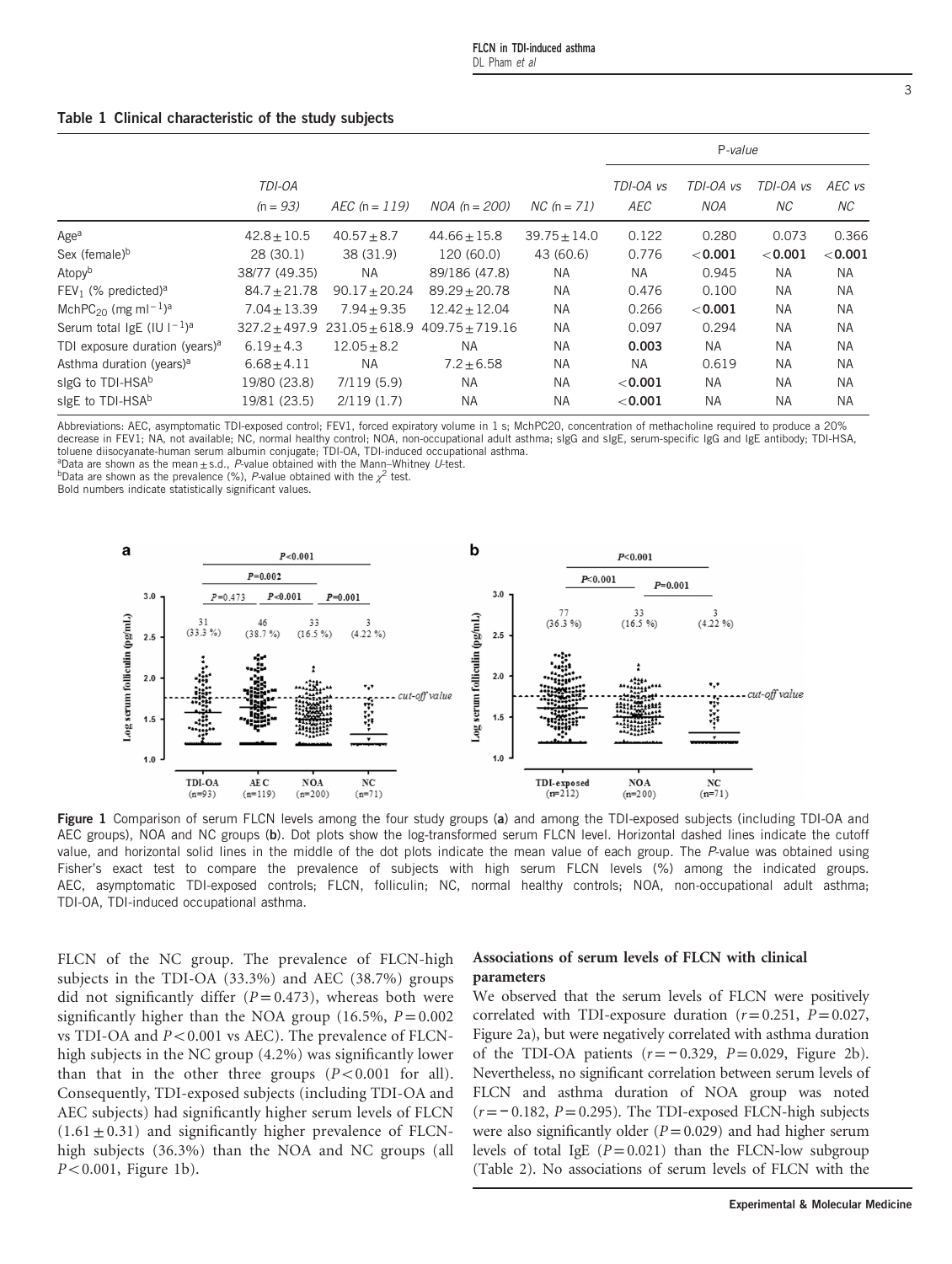**Table 1 Clinical characteristic of the study subjects**

| | TDI-OA (n = 93) | AEC (n = 119) | NOA (n = 200) | NC (n = 71) | P-value | | | |
|---|---|---|---|---|---|---|---|---|
| | | | | | TDI-OA vs AEC | TDI-OA vs NOA | TDI-OA vs NC | AEC vs NC |
| Age[a] | 42.8 ± 10.5 | 40.57 ± 8.7 | 44.66 ± 15.8 | 39.75 ± 14.0 | 0.122 | 0.280 | 0.073 | 0.366 |
| Sex (female)[b] | 28 (30.1) | 38 (31.9) | 120 (60.0) | 43 (60.6) | 0.776 | **<0.001** | **<0.001** | **<0.001** |
| Atopy[b] | 38/77 (49.35) | NA | 89/186 (47.8) | NA | NA | 0.945 | NA | NA |
| $FEV_1$ (% predicted)[a] | 84.7 ± 21.78 | 90.17 ± 20.24 | 89.29 ± 20.78 | NA | 0.476 | 0.100 | NA | NA |
| $MchPC_{20}$ (mg $ml^{-1}$)[a] | 7.04 ± 13.39 | 7.94 ± 9.35 | 12.42 ± 12.04 | NA | 0.266 | **<0.001** | NA | NA |
| Serum total IgE (IU $l^{-1}$)[a] | 327.2 ± 497.9 | 231.05 ± 618.9 | 409.75 ± 719.16 | NA | 0.097 | 0.294 | NA | NA |
| TDI exposure duration (years)[a] | 6.19 ± 4.3 | 12.05 ± 8.2 | NA | NA | **0.003** | NA | NA | NA |
| Asthma duration (years)[a] | 6.68 ± 4.11 | NA | 7.2 ± 6.58 | NA | NA | 0.619 | NA | NA |
| sIgG to TDI-HSA[b] | 19/80 (23.8) | 7/119 (5.9) | NA | NA | **<0.001** | NA | NA | NA |
| sIgE to TDI-HSA[b] | 19/81 (23.5) | 2/119 (1.7) | NA | NA | **<0.001** | NA | NA | NA |

Abbreviations: AEC, asymptomatic TDI-exposed control; FEV1, forced expiratory volume in 1 s; MchPC20, concentration of methacholine required to produce a 20% decrease in FEV1; NA, not available; NC, normal healthy control; NOA, non-occupational adult asthma; sIgG and sIgE, serum-specific IgG and IgE antibody; TDI-HSA, toluene diisocyanate-human serum albumin conjugate; TDI-OA, TDI-induced occupational asthma.
[a]Data are shown as the mean ± s.d., P-value obtained with the Mann–Whitney U-test.
[b]Data are shown as the prevalence (%), P-value obtained with the $\chi^2$ test.
Bold numbers indicate statistically significant values.

**Figure 1** Comparison of serum FLCN levels among the four study groups (**a**) and among the TDI-exposed subjects (including TDI-OA and AEC groups), NOA and NC groups (**b**). Dot plots show the log-transformed serum FLCN level. Horizontal dashed lines indicate the cutoff value, and horizontal solid lines in the middle of the dot plots indicate the mean value of each group. The P-value was obtained using Fisher's exact test to compare the prevalence of subjects with high serum FLCN levels (%) among the indicated groups. AEC, asymptomatic TDI-exposed controls; FLCN, folliculin; NC, normal healthy controls; NOA, non-occupational adult asthma; TDI-OA, TDI-induced occupational asthma.

FLCN of the NC group. The prevalence of FLCN-high subjects in the TDI-OA (33.3%) and AEC (38.7%) groups did not significantly differ ($P = 0.473$), whereas both were significantly higher than the NOA group (16.5%, $P = 0.002$ vs TDI-OA and $P < 0.001$ vs AEC). The prevalence of FLCN-high subjects in the NC group (4.2%) was significantly lower than that in the other three groups ($P < 0.001$ for all). Consequently, TDI-exposed subjects (including TDI-OA and AEC subjects) had significantly higher serum levels of FLCN ($1.61 \pm 0.31$) and significantly higher prevalence of FLCN-high subjects (36.3%) than the NOA and NC groups (all $P < 0.001$, Figure 1b).

### Associations of serum levels of FLCN with clinical parameters

We observed that the serum levels of FLCN were positively correlated with TDI-exposure duration ($r = 0.251$, $P = 0.027$, Figure 2a), but were negatively correlated with asthma duration of the TDI-OA patients ($r = -0.329$, $P = 0.029$, Figure 2b). Nevertheless, no significant correlation between serum levels of FLCN and asthma duration of NOA group was noted ($r = -0.182$, $P = 0.295$). The TDI-exposed FLCN-high subjects were also significantly older ($P = 0.029$) and had higher serum levels of total IgE ($P = 0.021$) than the FLCN-low subgroup (Table 2). No associations of serum levels of FLCN with the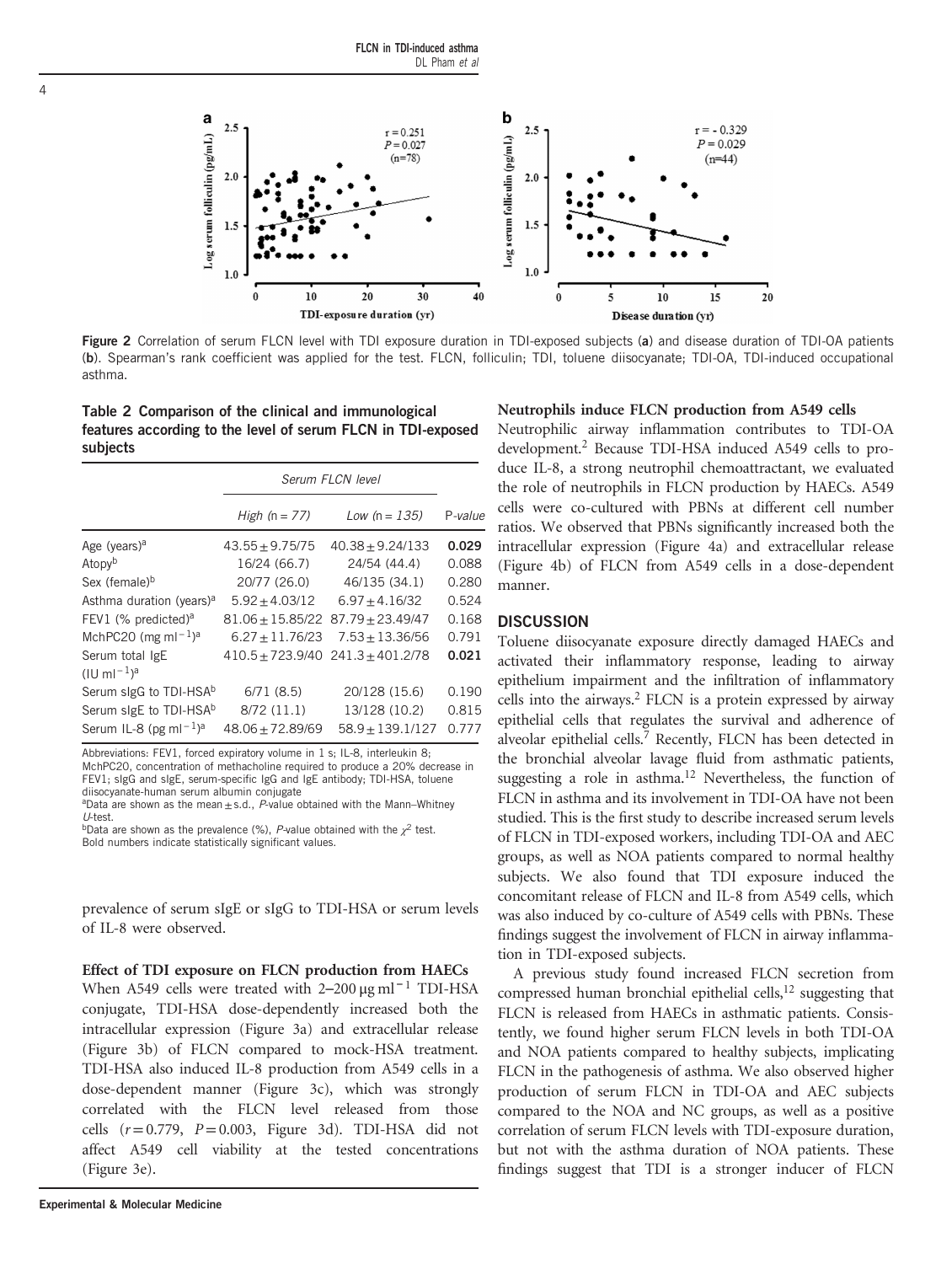Figure 2 Correlation of serum FLCN level with TDI exposure duration in TDI-exposed subjects (**a**) and disease duration of TDI-OA patients (**b**). Spearman's rank coefficient was applied for the test. FLCN, folliculin; TDI, toluene diisocyanate; TDI-OA, TDI-induced occupational asthma.

**Table 2 Comparison of the clinical and immunological features according to the level of serum FLCN in TDI-exposed subjects**

| | *Serum FLCN level* | | |
|---|---|---|---|
| | *High (n = 77)* | *Low (n = 135)* | *P-value* |
| Age (years)[a] | 43.55 ± 9.75/75 | 40.38 ± 9.24/133 | **0.029** |
| Atopy[b] | 16/24 (66.7) | 24/54 (44.4) | 0.088 |
| Sex (female)[b] | 20/77 (26.0) | 46/135 (34.1) | 0.280 |
| Asthma duration (years)[a] | 5.92 ± 4.03/12 | 6.97 ± 4.16/32 | 0.524 |
| FEV1 (% predicted)[a] | 81.06 ± 15.85/22 | 87.79 ± 23.49/47 | 0.168 |
| MchPC20 (mg ml$^{-1}$)[a] | 6.27 ± 11.76/23 | 7.53 ± 13.36/56 | 0.791 |
| Serum total IgE (IU ml$^{-1}$)[a] | 410.5 ± 723.9/40 | 241.3 ± 401.2/78 | **0.021** |
| Serum sIgG to TDI-HSA[b] | 6/71 (8.5) | 20/128 (15.6) | 0.190 |
| Serum sIgE to TDI-HSA[b] | 8/72 (11.1) | 13/128 (10.2) | 0.815 |
| Serum IL-8 (pg ml$^{-1}$)[a] | 48.06 ± 72.89/69 | 58.9 ± 139.1/127 | 0.777 |

Abbreviations: FEV1, forced expiratory volume in 1 s; IL-8, interleukin 8; MchPC20, concentration of methacholine required to produce a 20% decrease in FEV1; sIgG and sIgE, serum-specific IgG and IgE antibody; TDI-HSA, toluene diisocyanate-human serum albumin conjugate
[a]Data are shown as the mean ± s.d., *P*-value obtained with the Mann–Whitney *U*-test.
[b]Data are shown as the prevalence (%), *P*-value obtained with the $\chi^2$ test.
Bold numbers indicate statistically significant values.

prevalence of serum sIgE or sIgG to TDI-HSA or serum levels of IL-8 were observed.

### Effect of TDI exposure on FLCN production from HAECs

When A549 cells were treated with 2–200 μg ml$^{-1}$ TDI-HSA conjugate, TDI-HSA dose-dependently increased both the intracellular expression (Figure 3a) and extracellular release (Figure 3b) of FLCN compared to mock-HSA treatment. TDI-HSA also induced IL-8 production from A549 cells in a dose-dependent manner (Figure 3c), which was strongly correlated with the FLCN level released from those cells ($r = 0.779$, $P = 0.003$, Figure 3d). TDI-HSA did not affect A549 cell viability at the tested concentrations (Figure 3e).

### Neutrophils induce FLCN production from A549 cells

Neutrophilic airway inflammation contributes to TDI-OA development.[2] Because TDI-HSA induced A549 cells to produce IL-8, a strong neutrophil chemoattractant, we evaluated the role of neutrophils in FLCN production by HAECs. A549 cells were co-cultured with PBNs at different cell number ratios. We observed that PBNs significantly increased both the intracellular expression (Figure 4a) and extracellular release (Figure 4b) of FLCN from A549 cells in a dose-dependent manner.

## DISCUSSION

Toluene diisocyanate exposure directly damaged HAECs and activated their inflammatory response, leading to airway epithelium impairment and the infiltration of inflammatory cells into the airways.[2] FLCN is a protein expressed by airway epithelial cells that regulates the survival and adherence of alveolar epithelial cells.[7] Recently, FLCN has been detected in the bronchial alveolar lavage fluid from asthmatic patients, suggesting a role in asthma.[12] Nevertheless, the function of FLCN in asthma and its involvement in TDI-OA have not been studied. This is the first study to describe increased serum levels of FLCN in TDI-exposed workers, including TDI-OA and AEC groups, as well as NOA patients compared to normal healthy subjects. We also found that TDI exposure induced the concomitant release of FLCN and IL-8 from A549 cells, which was also induced by co-culture of A549 cells with PBNs. These findings suggest the involvement of FLCN in airway inflammation in TDI-exposed subjects.

A previous study found increased FLCN secretion from compressed human bronchial epithelial cells,[12] suggesting that FLCN is released from HAECs in asthmatic patients. Consistently, we found higher serum FLCN levels in both TDI-OA and NOA patients compared to healthy subjects, implicating FLCN in the pathogenesis of asthma. We also observed higher production of serum FLCN in TDI-OA and AEC subjects compared to the NOA and NC groups, as well as a positive correlation of serum FLCN levels with TDI-exposure duration, but not with the asthma duration of NOA patients. These findings suggest that TDI is a stronger inducer of FLCN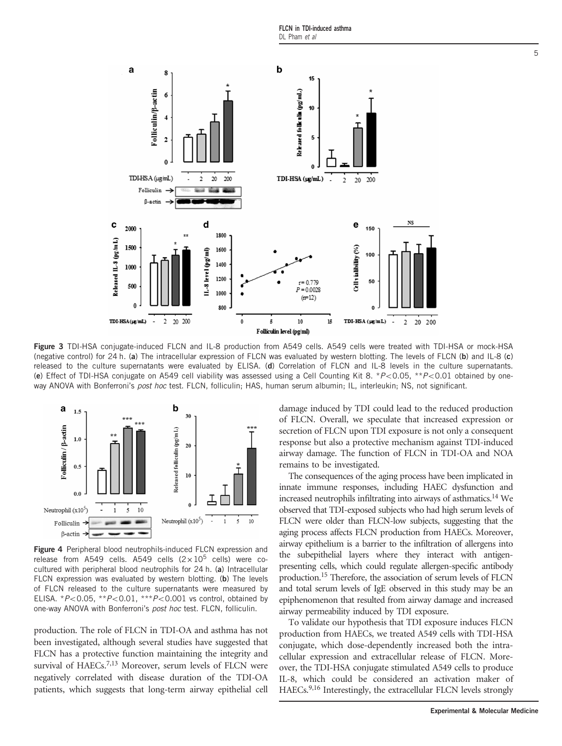**Figure 3** TDI-HSA conjugate-induced FLCN and IL-8 production from A549 cells. A549 cells were treated with TDI-HSA or mock-HSA (negative control) for 24 h. (**a**) The intracellular expression of FLCN was evaluated by western blotting. The levels of FLCN (**b**) and IL-8 (**c**) released to the culture supernatants were evaluated by ELISA. (**d**) Correlation of FLCN and IL-8 levels in the culture supernatants. (**e**) Effect of TDI-HSA conjugate on A549 cell viability was assessed using a Cell Counting Kit 8. $^{*}P<0.05$, $^{**}P<0.01$ obtained by one-way ANOVA with Bonferroni's *post hoc* test. FLCN, folliculin; HAS, human serum albumin; IL, interleukin; NS, not significant.

**Figure 4** Peripheral blood neutrophils-induced FLCN expression and release from A549 cells. A549 cells ($2\times10^{5}$ cells) were co-cultured with peripheral blood neutrophils for 24 h. (**a**) Intracellular FLCN expression was evaluated by western blotting. (**b**) The levels of FLCN released to the culture supernatants were measured by ELISA. $^{*}P<0.05$, $^{**}P<0.01$, $^{***}P<0.001$ vs control, obtained by one-way ANOVA with Bonferroni's *post hoc* test. FLCN, folliculin.

production. The role of FLCN in TDI-OA and asthma has not been investigated, although several studies have suggested that FLCN has a protective function maintaining the integrity and survival of HAECs.[7,13] Moreover, serum levels of FLCN were negatively correlated with disease duration of the TDI-OA patients, which suggests that long-term airway epithelial cell damage induced by TDI could lead to the reduced production of FLCN. Overall, we speculate that increased expression or secretion of FLCN upon TDI exposure is not only a consequent response but also a protective mechanism against TDI-induced airway damage. The function of FLCN in TDI-OA and NOA remains to be investigated.

The consequences of the aging process have been implicated in innate immune responses, including HAEC dysfunction and increased neutrophils infiltrating into airways of asthmatics.[14] We observed that TDI-exposed subjects who had high serum levels of FLCN were older than FLCN-low subjects, suggesting that the aging process affects FLCN production from HAECs. Moreover, airway epithelium is a barrier to the infiltration of allergens into the subepithelial layers where they interact with antigen-presenting cells, which could regulate allergen-specific antibody production.[15] Therefore, the association of serum levels of FLCN and total serum levels of IgE observed in this study may be an epiphenomenon that resulted from airway damage and increased airway permeability induced by TDI exposure.

To validate our hypothesis that TDI exposure induces FLCN production from HAECs, we treated A549 cells with TDI-HSA conjugate, which dose-dependently increased both the intracellular expression and extracellular release of FLCN. Moreover, the TDI-HSA conjugate stimulated A549 cells to produce IL-8, which could be considered an activation maker of HAECs.[9,16] Interestingly, the extracellular FLCN levels strongly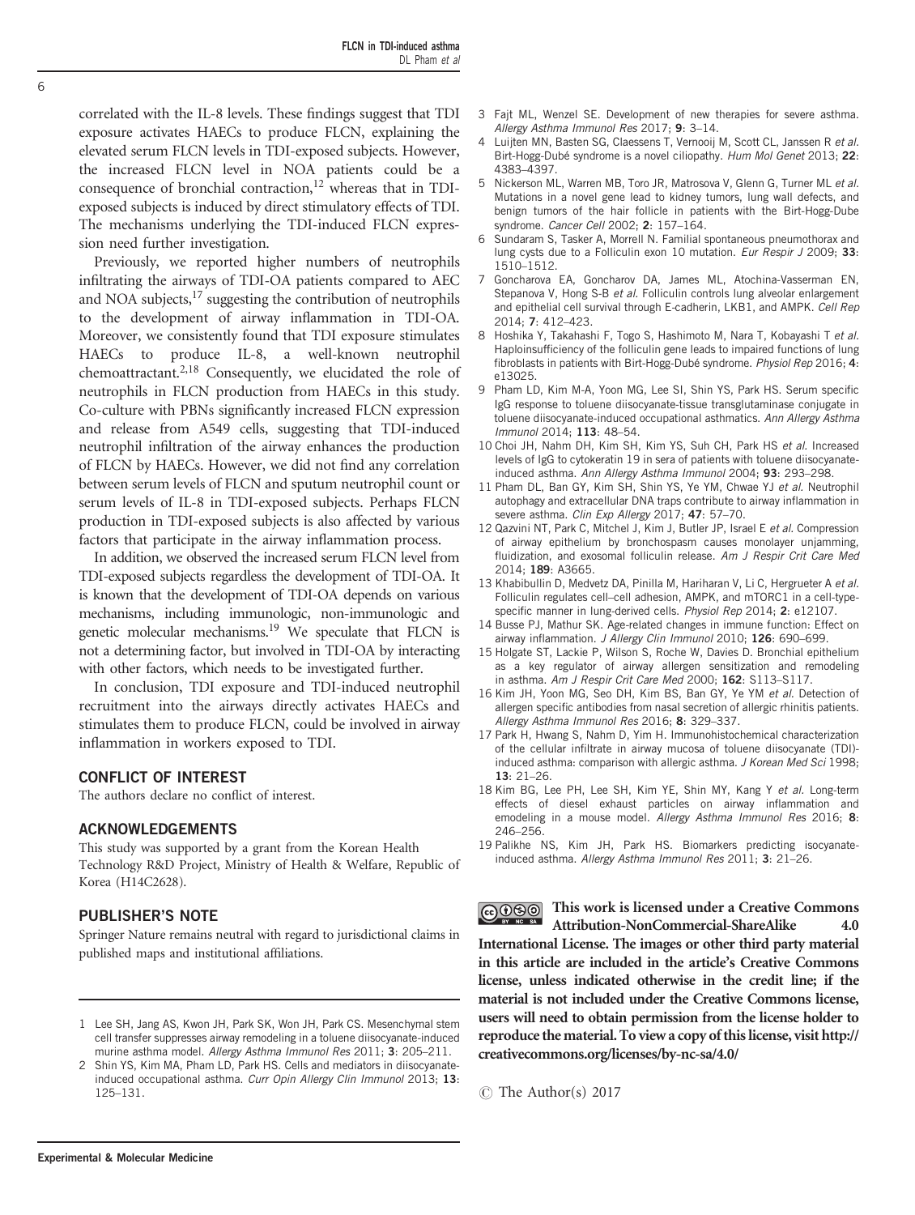correlated with the IL-8 levels. These findings suggest that TDI exposure activates HAECs to produce FLCN, explaining the elevated serum FLCN levels in TDI-exposed subjects. However, the increased FLCN level in NOA patients could be a consequence of bronchial contraction,[12] whereas that in TDI-exposed subjects is induced by direct stimulatory effects of TDI. The mechanisms underlying the TDI-induced FLCN expression need further investigation.

Previously, we reported higher numbers of neutrophils infiltrating the airways of TDI-OA patients compared to AEC and NOA subjects,[17] suggesting the contribution of neutrophils to the development of airway inflammation in TDI-OA. Moreover, we consistently found that TDI exposure stimulates HAECs to produce IL-8, a well-known neutrophil chemoattractant.[2,18] Consequently, we elucidated the role of neutrophils in FLCN production from HAECs in this study. Co-culture with PBNs significantly increased FLCN expression and release from A549 cells, suggesting that TDI-induced neutrophil infiltration of the airway enhances the production of FLCN by HAECs. However, we did not find any correlation between serum levels of FLCN and sputum neutrophil count or serum levels of IL-8 in TDI-exposed subjects. Perhaps FLCN production in TDI-exposed subjects is also affected by various factors that participate in the airway inflammation process.

In addition, we observed the increased serum FLCN level from TDI-exposed subjects regardless the development of TDI-OA. It is known that the development of TDI-OA depends on various mechanisms, including immunologic, non-immunologic and genetic molecular mechanisms.[19] We speculate that FLCN is not a determining factor, but involved in TDI-OA by interacting with other factors, which needs to be investigated further.

In conclusion, TDI exposure and TDI-induced neutrophil recruitment into the airways directly activates HAECs and stimulates them to produce FLCN, could be involved in airway inflammation in workers exposed to TDI.

## CONFLICT OF INTEREST

The authors declare no conflict of interest.

## ACKNOWLEDGEMENTS

This study was supported by a grant from the Korean Health Technology R&D Project, Ministry of Health & Welfare, Republic of Korea (H14C2628).

## PUBLISHER'S NOTE

Springer Nature remains neutral with regard to jurisdictional claims in published maps and institutional affiliations.

1 Lee SH, Jang AS, Kwon JH, Park SK, Won JH, Park CS. Mesenchymal stem cell transfer suppresses airway remodeling in a toluene diisocyanate-induced murine asthma model. *Allergy Asthma Immunol Res* 2011; **3**: 205–211.

2 Shin YS, Kim MA, Pham LD, Park HS. Cells and mediators in diisocyanate-induced occupational asthma. *Curr Opin Allergy Clin Immunol* 2013; **13**: 125–131.

3 Fajt ML, Wenzel SE. Development of new therapies for severe asthma. *Allergy Asthma Immunol Res* 2017; **9**: 3–14.

4 Luijten MN, Basten SG, Claessens T, Vernooij M, Scott CL, Janssen R *et al.* Birt-Hogg-Dubé syndrome is a novel ciliopathy. *Hum Mol Genet* 2013; **22**: 4383–4397.

5 Nickerson ML, Warren MB, Toro JR, Matrosova V, Glenn G, Turner ML *et al.* Mutations in a novel gene lead to kidney tumors, lung wall defects, and benign tumors of the hair follicle in patients with the Birt-Hogg-Dube syndrome. *Cancer Cell* 2002; **2**: 157–164.

6 Sundaram S, Tasker A, Morrell N. Familial spontaneous pneumothorax and lung cysts due to a Folliculin exon 10 mutation. *Eur Respir J* 2009; **33**: 1510–1512.

7 Goncharova EA, Goncharov DA, James ML, Atochina-Vasserman EN, Stepanova V, Hong S-B *et al.* Folliculin controls lung alveolar enlargement and epithelial cell survival through E-cadherin, LKB1, and AMPK. *Cell Rep* 2014; **7**: 412–423.

8 Hoshika Y, Takahashi F, Togo S, Hashimoto M, Nara T, Kobayashi T *et al.* Haploinsufficiency of the folliculin gene leads to impaired functions of lung fibroblasts in patients with Birt-Hogg-Dubé syndrome. *Physiol Rep* 2016; **4**: e13025.

9 Pham LD, Kim M-A, Yoon MG, Lee SI, Shin YS, Park HS. Serum specific IgG response to toluene diisocyanate-tissue transglutaminase conjugate in toluene diisocyanate-induced occupational asthmatics. *Ann Allergy Asthma Immunol* 2014; **113**: 48–54.

10 Choi JH, Nahm DH, Kim SH, Kim YS, Suh CH, Park HS *et al.* Increased levels of IgG to cytokeratin 19 in sera of patients with toluene diisocyanate-induced asthma. *Ann Allergy Asthma Immunol* 2004; **93**: 293–298.

11 Pham DL, Ban GY, Kim SH, Shin YS, Ye YM, Chwae YJ *et al.* Neutrophil autophagy and extracellular DNA traps contribute to airway inflammation in severe asthma. *Clin Exp Allergy* 2017; **47**: 57–70.

12 Qazvini NT, Park C, Mitchel J, Kim J, Butler JP, Israel E *et al.* Compression of airway epithelium by bronchospasm causes monolayer unjamming, fluidization, and exosomal folliculin release. *Am J Respir Crit Care Med* 2014; **189**: A3665.

13 Khabibullin D, Medvetz DA, Pinilla M, Hariharan V, Li C, Hergrueter A *et al.* Folliculin regulates cell–cell adhesion, AMPK, and mTORC1 in a cell-type-specific manner in lung-derived cells. *Physiol Rep* 2014; **2**: e12107.

14 Busse PJ, Mathur SK. Age-related changes in immune function: Effect on airway inflammation. *J Allergy Clin Immunol* 2010; **126**: 690–699.

15 Holgate ST, Lackie P, Wilson S, Roche W, Davies D. Bronchial epithelium as a key regulator of airway allergen sensitization and remodeling in asthma. *Am J Respir Crit Care Med* 2000; **162**: S113–S117.

16 Kim JH, Yoon MG, Seo DH, Kim BS, Ban GY, Ye YM *et al.* Detection of allergen specific antibodies from nasal secretion of allergic rhinitis patients. *Allergy Asthma Immunol Res* 2016; **8**: 329–337.

17 Park H, Hwang S, Nahm D, Yim H. Immunohistochemical characterization of the cellular infiltrate in airway mucosa of toluene diisocyanate (TDI)-induced asthma: comparison with allergic asthma. *J Korean Med Sci* 1998; **13**: 21–26.

18 Kim BG, Lee PH, Lee SH, Kim YE, Shin MY, Kang Y *et al.* Long-term effects of diesel exhaust particles on airway inflammation and emodeling in a mouse model. *Allergy Asthma Immunol Res* 2016; **8**: 246–256.

19 Palikhe NS, Kim JH, Park HS. Biomarkers predicting isocyanate-induced asthma. *Allergy Asthma Immunol Res* 2011; **3**: 21–26.

**This work is licensed under a Creative Commons Attribution-NonCommercial-ShareAlike 4.0 International License. The images or other third party material in this article are included in the article's Creative Commons license, unless indicated otherwise in the credit line; if the material is not included under the Creative Commons license, users will need to obtain permission from the license holder to reproduce the material. To view a copy of this license, visit http://creativecommons.org/licenses/by-nc-sa/4.0/**

© The Author(s) 2017